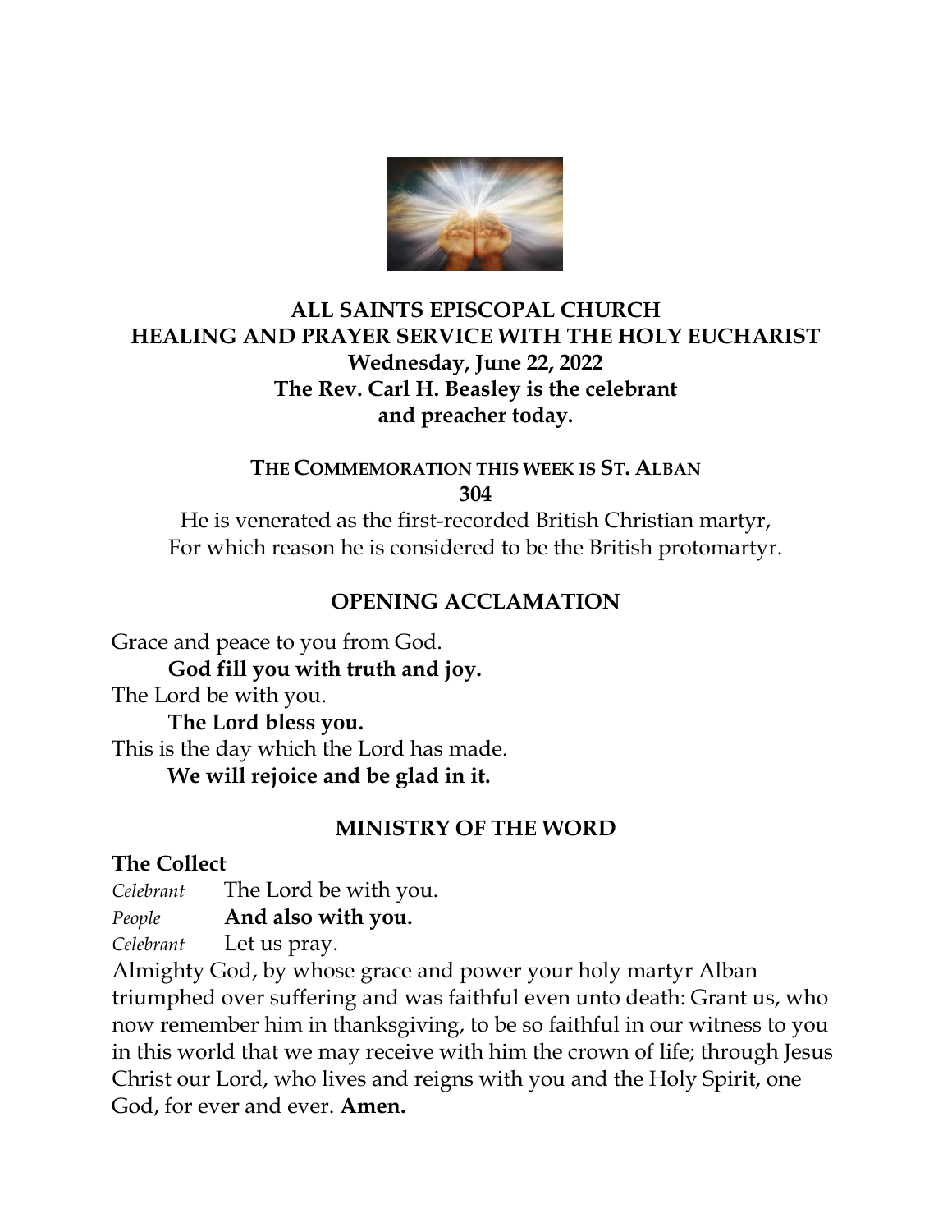# ALL SAINTS EPISCOPAL CHURCH
# HEALING AND PRAYER SERVICE WITH THE HOLY EUCHARIST

**Wednesday, June 22, 2022**
**The Rev. Carl H. Beasley is the celebrant and preacher today.**

### THE COMMEMORATION THIS WEEK IS ST. ALBAN
**304**

He is venerated as the first-recorded British Christian martyr,
For which reason he is considered to be the British protomartyr.

## OPENING ACCLAMATION

Grace and peace to you from God.
**God fill you with truth and joy.**
The Lord be with you.
**The Lord bless you.**
This is the day which the Lord has made.
**We will rejoice and be glad in it.**

## MINISTRY OF THE WORD

**The Collect**

*Celebrant* The Lord be with you.
*People* **And also with you.**
*Celebrant* Let us pray.

Almighty God, by whose grace and power your holy martyr Alban triumphed over suffering and was faithful even unto death: Grant us, who now remember him in thanksgiving, to be so faithful in our witness to you in this world that we may receive with him the crown of life; through Jesus Christ our Lord, who lives and reigns with you and the Holy Spirit, one God, for ever and ever. **Amen.**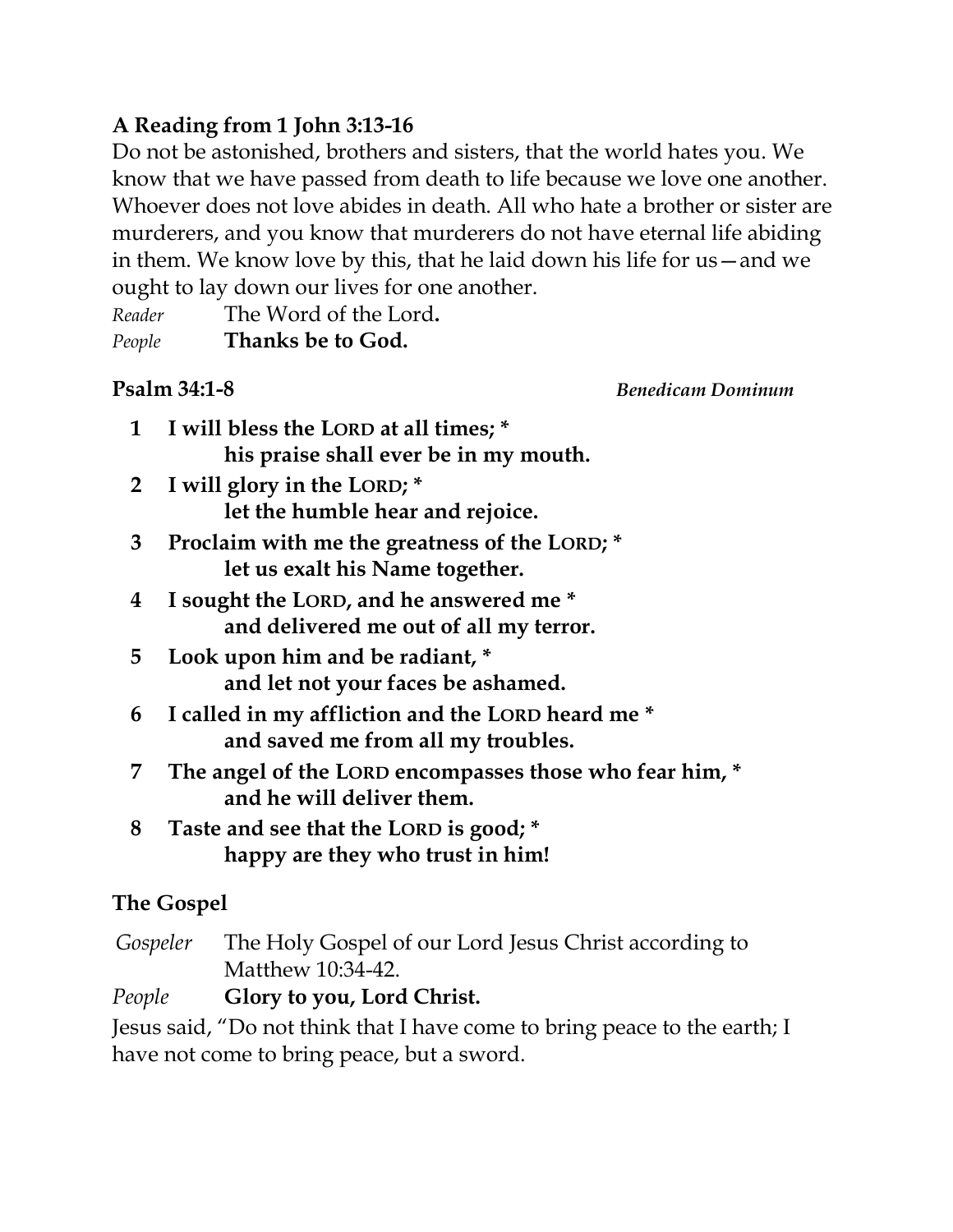**A Reading from 1 John 3:13-16**

Do not be astonished, brothers and sisters, that the world hates you. We know that we have passed from death to life because we love one another. Whoever does not love abides in death. All who hate a brother or sister are murderers, and you know that murderers do not have eternal life abiding in them. We know love by this, that he laid down his life for us—and we ought to lay down our lives for one another.

*Reader* The Word of the Lord.
*People* **Thanks be to God.**

**Psalm 34:1-8** *Benedicam Dominum*

**1 I will bless the LORD at all times; *
his praise shall ever be in my mouth.**

**2 I will glory in the LORD; *
let the humble hear and rejoice.**

**3 Proclaim with me the greatness of the LORD; *
let us exalt his Name together.**

**4 I sought the LORD, and he answered me *
and delivered me out of all my terror.**

**5 Look upon him and be radiant, *
and let not your faces be ashamed.**

**6 I called in my affliction and the LORD heard me *
and saved me from all my troubles.**

**7 The angel of the LORD encompasses those who fear him, *
and he will deliver them.**

**8 Taste and see that the LORD is good; *
happy are they who trust in him!**

**The Gospel**

*Gospeler* The Holy Gospel of our Lord Jesus Christ according to Matthew 10:34-42.
*People* **Glory to you, Lord Christ.**

Jesus said, "Do not think that I have come to bring peace to the earth; I have not come to bring peace, but a sword.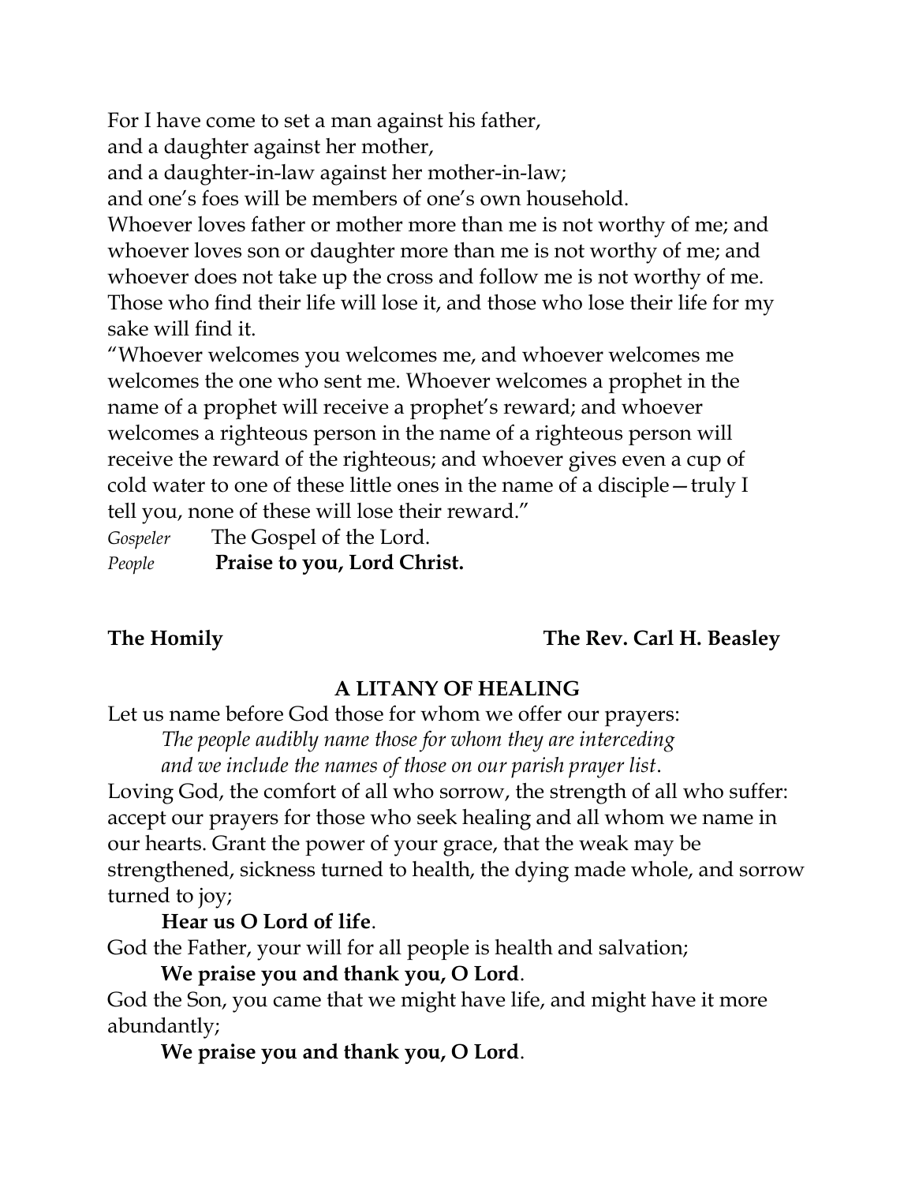For I have come to set a man against his father,  
and a daughter against her mother,  
and a daughter-in-law against her mother-in-law;  
and one's foes will be members of one's own household.  
Whoever loves father or mother more than me is not worthy of me; and whoever loves son or daughter more than me is not worthy of me; and whoever does not take up the cross and follow me is not worthy of me. Those who find their life will lose it, and those who lose their life for my sake will find it.

"Whoever welcomes you welcomes me, and whoever welcomes me welcomes the one who sent me. Whoever welcomes a prophet in the name of a prophet will receive a prophet's reward; and whoever welcomes a righteous person in the name of a righteous person will receive the reward of the righteous; and whoever gives even a cup of cold water to one of these little ones in the name of a disciple—truly I tell you, none of these will lose their reward."

*Gospeler* The Gospel of the Lord.  
*People* **Praise to you, Lord Christ.**

**The Homily** **The Rev. Carl H. Beasley**

## A LITANY OF HEALING

Let us name before God those for whom we offer our prayers:

*The people audibly name those for whom they are interceding and we include the names of those on our parish prayer list.*

Loving God, the comfort of all who sorrow, the strength of all who suffer: accept our prayers for those who seek healing and all whom we name in our hearts. Grant the power of your grace, that the weak may be strengthened, sickness turned to health, the dying made whole, and sorrow turned to joy;

**Hear us O Lord of life**.

God the Father, your will for all people is health and salvation;

**We praise you and thank you, O Lord**.

God the Son, you came that we might have life, and might have it more abundantly;

**We praise you and thank you, O Lord**.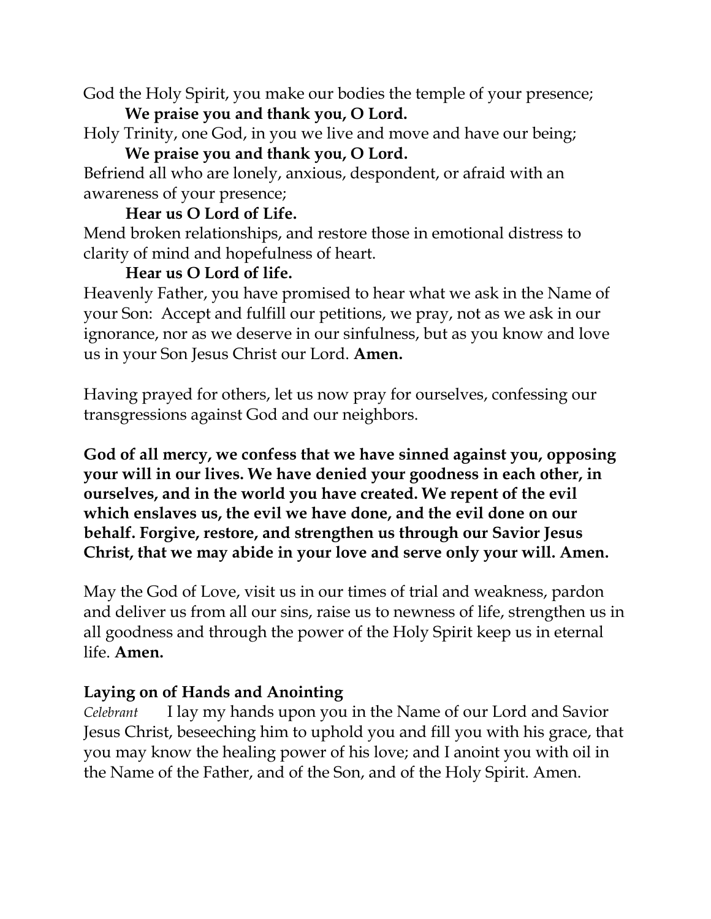God the Holy Spirit, you make our bodies the temple of your presence;

**We praise you and thank you, O Lord.**

Holy Trinity, one God, in you we live and move and have our being;

**We praise you and thank you, O Lord.**

Befriend all who are lonely, anxious, despondent, or afraid with an awareness of your presence;

**Hear us O Lord of Life.**

Mend broken relationships, and restore those in emotional distress to clarity of mind and hopefulness of heart.

**Hear us O Lord of life.**

Heavenly Father, you have promised to hear what we ask in the Name of your Son: Accept and fulfill our petitions, we pray, not as we ask in our ignorance, nor as we deserve in our sinfulness, but as you know and love us in your Son Jesus Christ our Lord. **Amen.**

Having prayed for others, let us now pray for ourselves, confessing our transgressions against God and our neighbors.

**God of all mercy, we confess that we have sinned against you, opposing your will in our lives. We have denied your goodness in each other, in ourselves, and in the world you have created. We repent of the evil which enslaves us, the evil we have done, and the evil done on our behalf. Forgive, restore, and strengthen us through our Savior Jesus Christ, that we may abide in your love and serve only your will. Amen.**

May the God of Love, visit us in our times of trial and weakness, pardon and deliver us from all our sins, raise us to newness of life, strengthen us in all goodness and through the power of the Holy Spirit keep us in eternal life. **Amen.**

**Laying on of Hands and Anointing**

*Celebrant* I lay my hands upon you in the Name of our Lord and Savior Jesus Christ, beseeching him to uphold you and fill you with his grace, that you may know the healing power of his love; and I anoint you with oil in the Name of the Father, and of the Son, and of the Holy Spirit. Amen.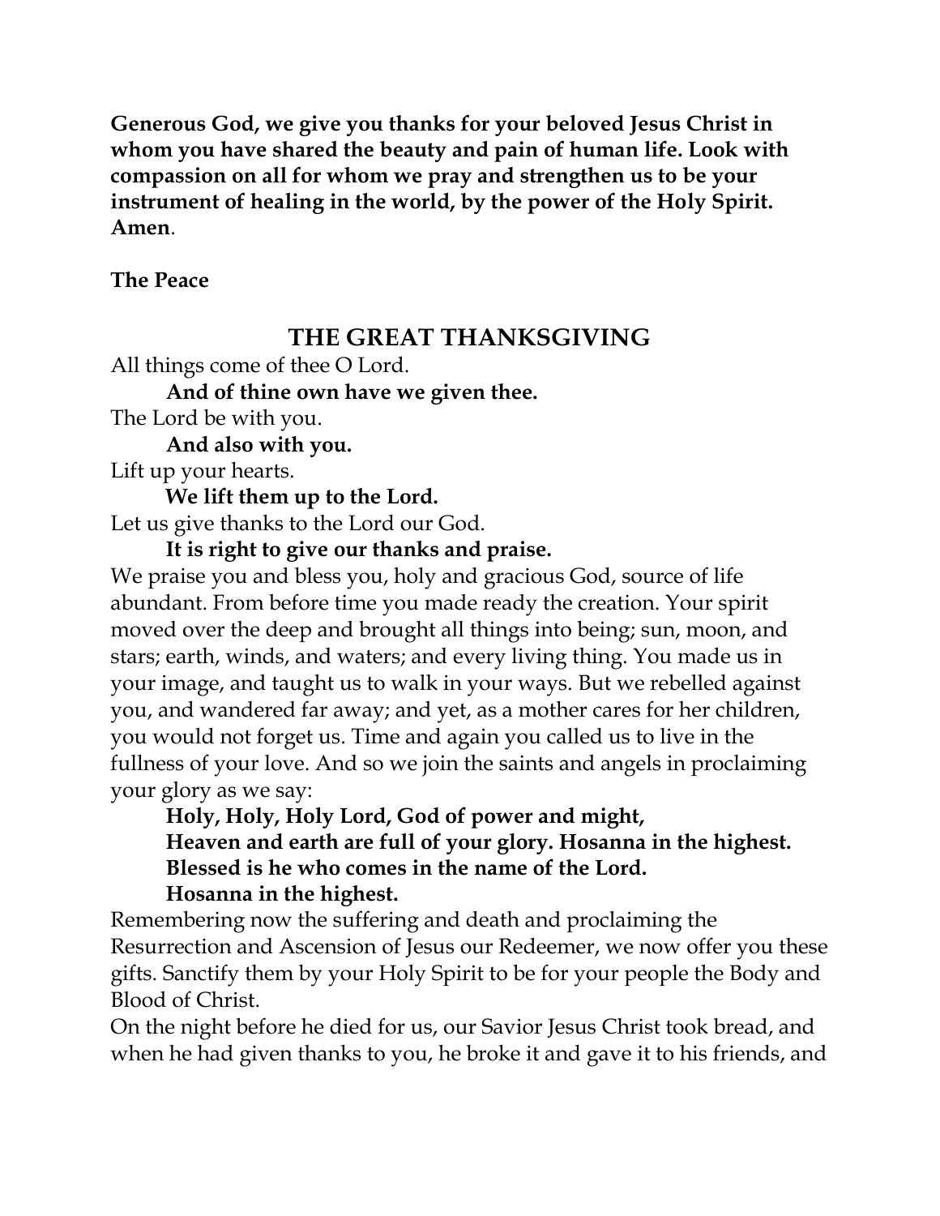**Generous God, we give you thanks for your beloved Jesus Christ in whom you have shared the beauty and pain of human life. Look with compassion on all for whom we pray and strengthen us to be your instrument of healing in the world, by the power of the Holy Spirit. Amen**.

**The Peace**

## THE GREAT THANKSGIVING

All things come of thee O Lord.

**And of thine own have we given thee.**

The Lord be with you.

**And also with you.**

Lift up your hearts.

**We lift them up to the Lord.**

Let us give thanks to the Lord our God.

**It is right to give our thanks and praise.**

We praise you and bless you, holy and gracious God, source of life abundant. From before time you made ready the creation. Your spirit moved over the deep and brought all things into being; sun, moon, and stars; earth, winds, and waters; and every living thing. You made us in your image, and taught us to walk in your ways. But we rebelled against you, and wandered far away; and yet, as a mother cares for her children, you would not forget us. Time and again you called us to live in the fullness of your love. And so we join the saints and angels in proclaiming your glory as we say:

**Holy, Holy, Holy Lord, God of power and might,**
**Heaven and earth are full of your glory. Hosanna in the highest.**
**Blessed is he who comes in the name of the Lord.**
**Hosanna in the highest.**

Remembering now the suffering and death and proclaiming the Resurrection and Ascension of Jesus our Redeemer, we now offer you these gifts. Sanctify them by your Holy Spirit to be for your people the Body and Blood of Christ.

On the night before he died for us, our Savior Jesus Christ took bread, and when he had given thanks to you, he broke it and gave it to his friends, and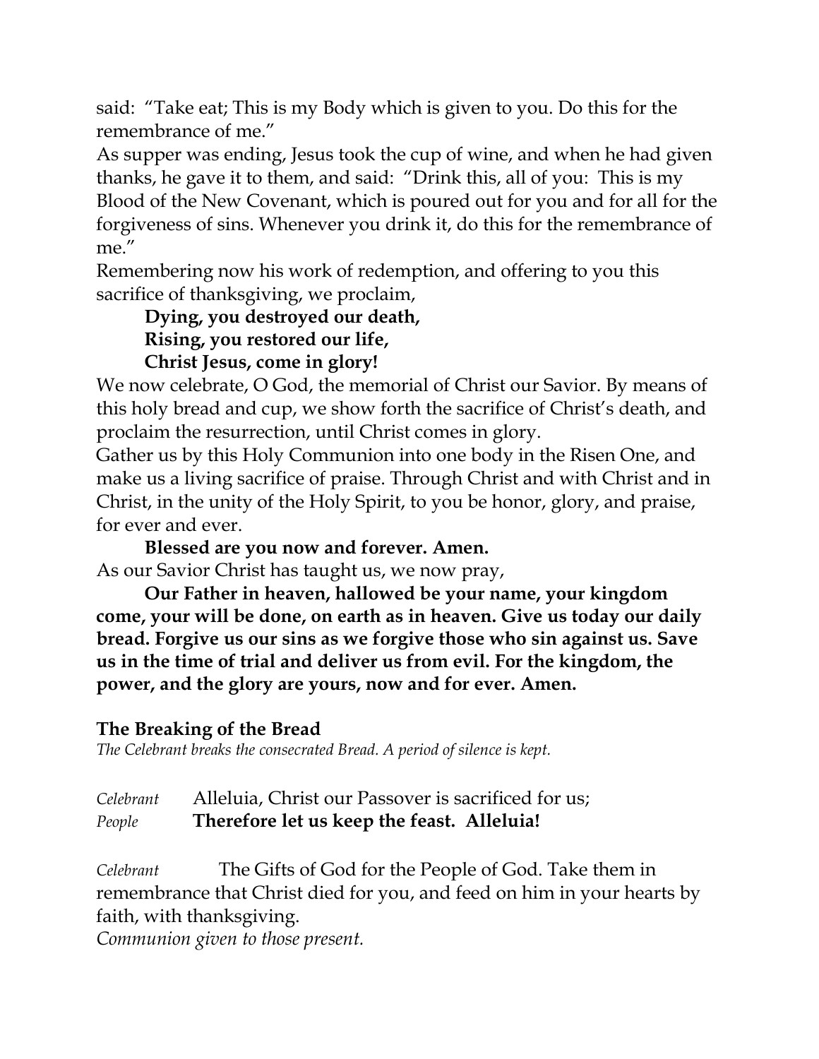said: "Take eat; This is my Body which is given to you. Do this for the remembrance of me."

As supper was ending, Jesus took the cup of wine, and when he had given thanks, he gave it to them, and said: "Drink this, all of you: This is my Blood of the New Covenant, which is poured out for you and for all for the forgiveness of sins. Whenever you drink it, do this for the remembrance of me."

Remembering now his work of redemption, and offering to you this sacrifice of thanksgiving, we proclaim,

**Dying, you destroyed our death,**
**Rising, you restored our life,**
**Christ Jesus, come in glory!**

We now celebrate, O God, the memorial of Christ our Savior. By means of this holy bread and cup, we show forth the sacrifice of Christ's death, and proclaim the resurrection, until Christ comes in glory.

Gather us by this Holy Communion into one body in the Risen One, and make us a living sacrifice of praise. Through Christ and with Christ and in Christ, in the unity of the Holy Spirit, to you be honor, glory, and praise, for ever and ever.

**Blessed are you now and forever. Amen.**

As our Savior Christ has taught us, we now pray,

**Our Father in heaven, hallowed be your name, your kingdom come, your will be done, on earth as in heaven. Give us today our daily bread. Forgive us our sins as we forgive those who sin against us. Save us in the time of trial and deliver us from evil. For the kingdom, the power, and the glory are yours, now and for ever. Amen.**

**The Breaking of the Bread**

*The Celebrant breaks the consecrated Bread. A period of silence is kept.*

*Celebrant* Alleluia, Christ our Passover is sacrificed for us;
*People* **Therefore let us keep the feast. Alleluia!**

*Celebrant* The Gifts of God for the People of God. Take them in remembrance that Christ died for you, and feed on him in your hearts by faith, with thanksgiving.

*Communion given to those present.*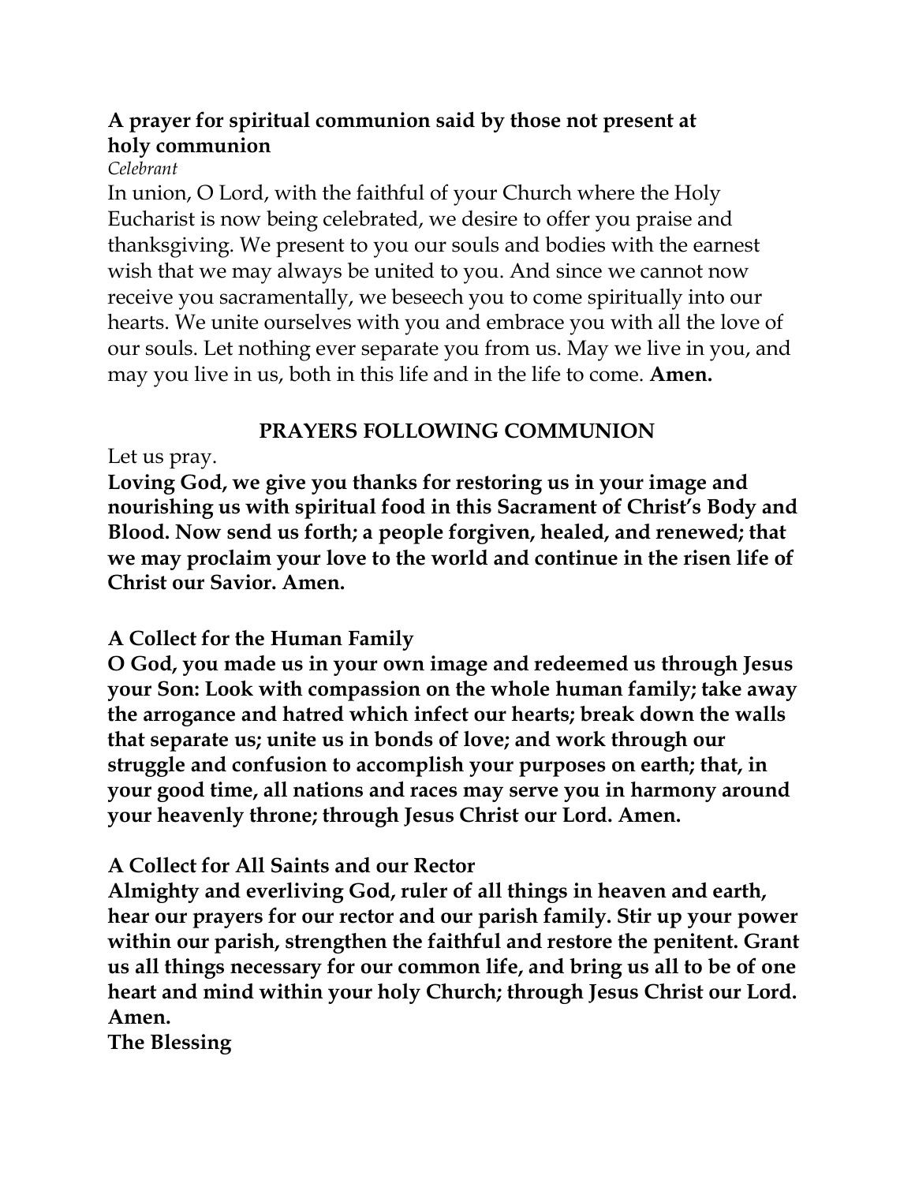**A prayer for spiritual communion said by those not present at holy communion**

*Celebrant*

In union, O Lord, with the faithful of your Church where the Holy Eucharist is now being celebrated, we desire to offer you praise and thanksgiving. We present to you our souls and bodies with the earnest wish that we may always be united to you. And since we cannot now receive you sacramentally, we beseech you to come spiritually into our hearts. We unite ourselves with you and embrace you with all the love of our souls. Let nothing ever separate you from us. May we live in you, and may you live in us, both in this life and in the life to come. **Amen.**

## PRAYERS FOLLOWING COMMUNION

Let us pray.

**Loving God, we give you thanks for restoring us in your image and nourishing us with spiritual food in this Sacrament of Christ's Body and Blood. Now send us forth; a people forgiven, healed, and renewed; that we may proclaim your love to the world and continue in the risen life of Christ our Savior. Amen.**

**A Collect for the Human Family**

**O God, you made us in your own image and redeemed us through Jesus your Son: Look with compassion on the whole human family; take away the arrogance and hatred which infect our hearts; break down the walls that separate us; unite us in bonds of love; and work through our struggle and confusion to accomplish your purposes on earth; that, in your good time, all nations and races may serve you in harmony around your heavenly throne; through Jesus Christ our Lord. Amen.**

**A Collect for All Saints and our Rector**

**Almighty and everliving God, ruler of all things in heaven and earth, hear our prayers for our rector and our parish family. Stir up your power within our parish, strengthen the faithful and restore the penitent. Grant us all things necessary for our common life, and bring us all to be of one heart and mind within your holy Church; through Jesus Christ our Lord. Amen.**

**The Blessing**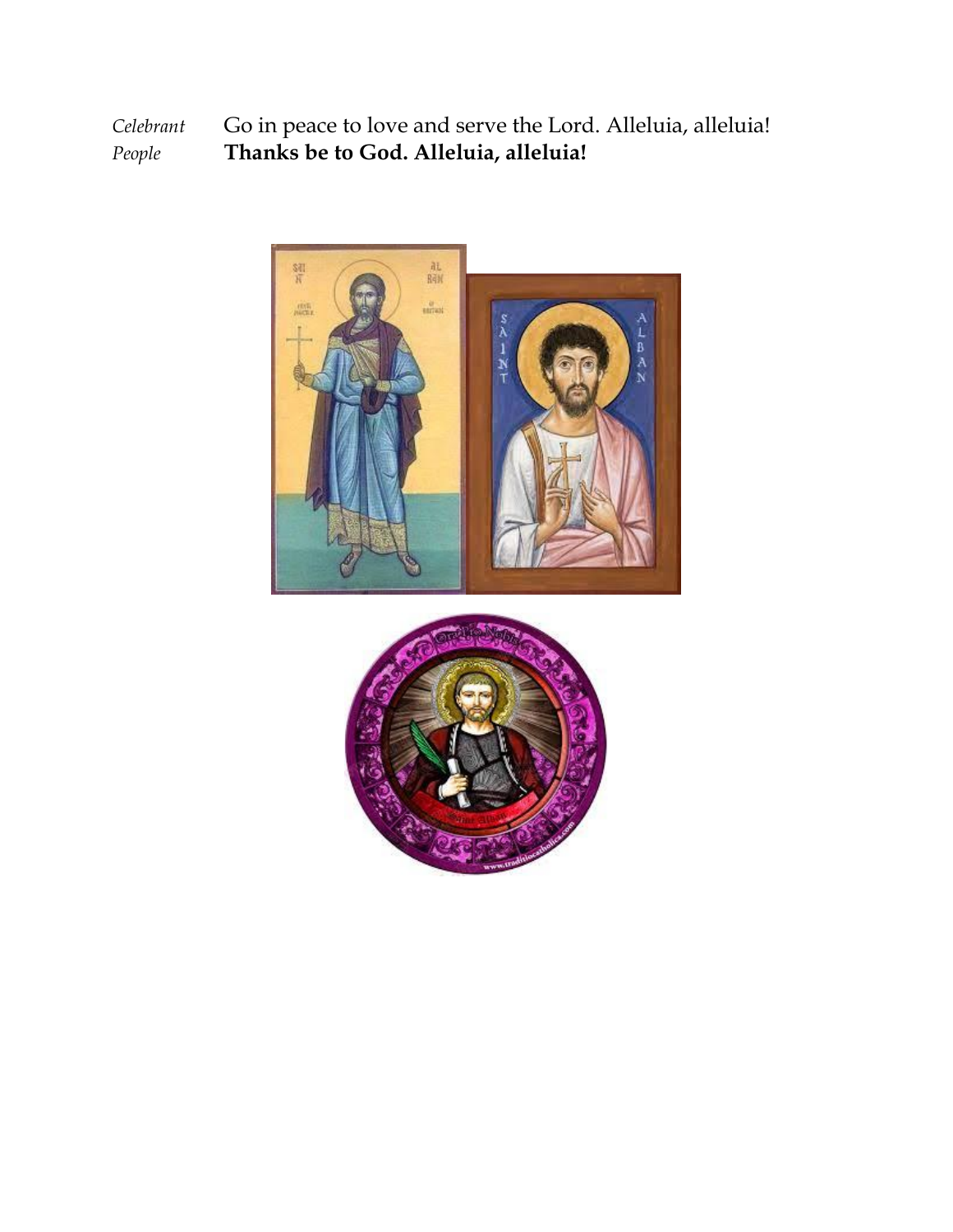*Celebrant* Go in peace to love and serve the Lord. Alleluia, alleluia!
*People* **Thanks be to God. Alleluia, alleluia!**